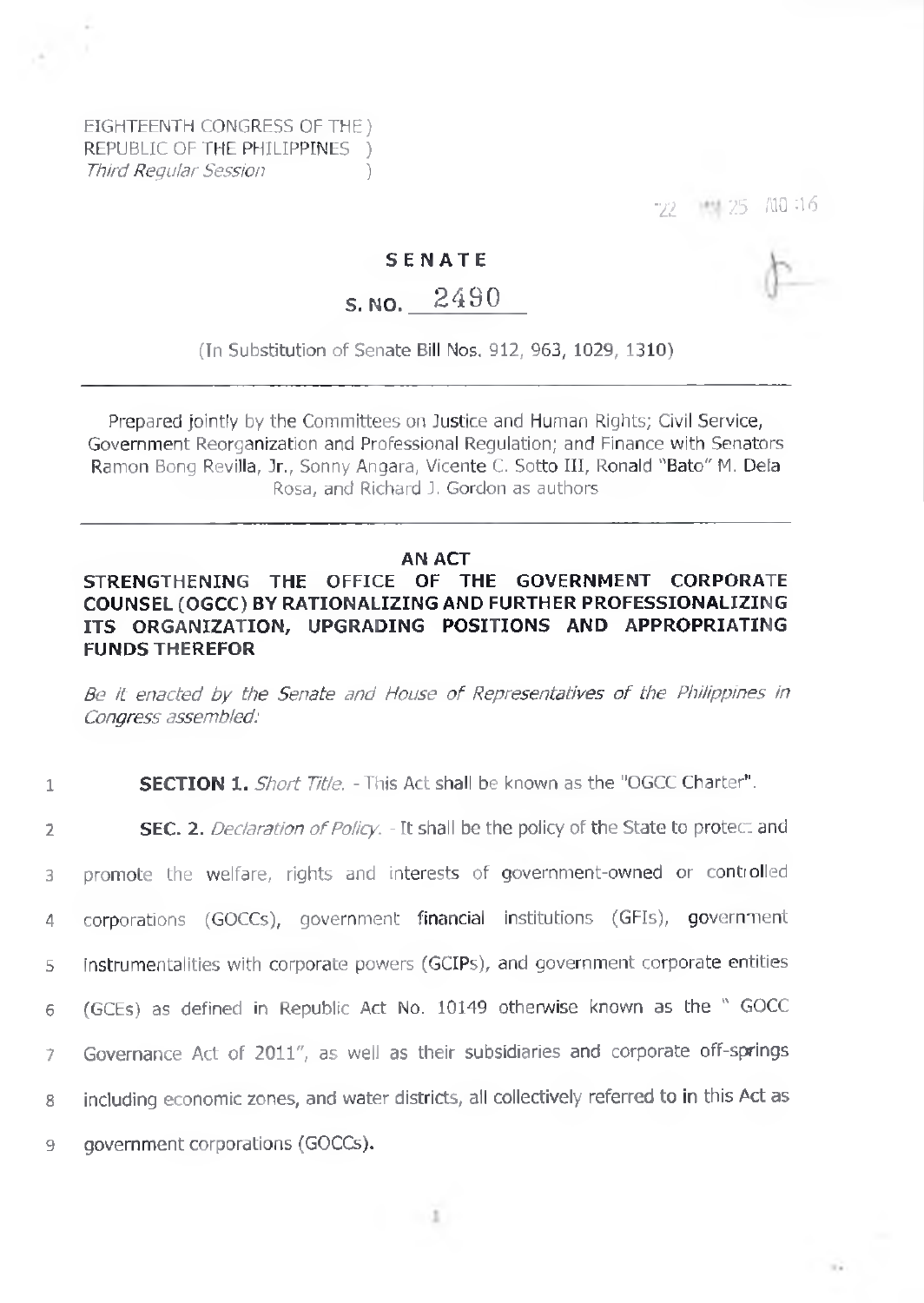EIGHTEENTH CONGRESS OF THE )
REPUBLIC OF THE PHILIPPINES )
*Third Regular Session* )

'22 MAY 25 A10 :16

# SENATE

## S. NO. 2490

(In Substitution of Senate Bill Nos. 912, 963, 1029, 1310)

Prepared jointly by the Committees on Justice and Human Rights; Civil Service, Government Reorganization and Professional Regulation; and Finance with Senators Ramon Bong Revilla, Jr., Sonny Angara, Vicente C. Sotto III, Ronald "Bato" M. Dela Rosa, and Richard J. Gordon as authors

**AN ACT**

**STRENGTHENING THE OFFICE OF THE GOVERNMENT CORPORATE COUNSEL (OGCC) BY RATIONALIZING AND FURTHER PROFESSIONALIZING ITS ORGANIZATION, UPGRADING POSITIONS AND APPROPRIATING FUNDS THEREFOR**

*Be it enacted by the Senate and House of Representatives of the Philippines in Congress assembled:*

1 **SECTION 1.** *Short Title.* - This Act shall be known as the "OGCC Charter".

2 **SEC. 2.** *Declaration of Policy.* - It shall be the policy of the State to protect and
3 promote the welfare, rights and interests of government-owned or controlled
4 corporations (GOCCs), government financial institutions (GFIs), government
5 instrumentalities with corporate powers (GCIPs), and government corporate entities
6 (GCEs) as defined in Republic Act No. 10149 otherwise known as the " GOCC
7 Governance Act of 2011", as well as their subsidiaries and corporate off-springs
8 including economic zones, and water districts, all collectively referred to in this Act as
9 government corporations (GOCCs).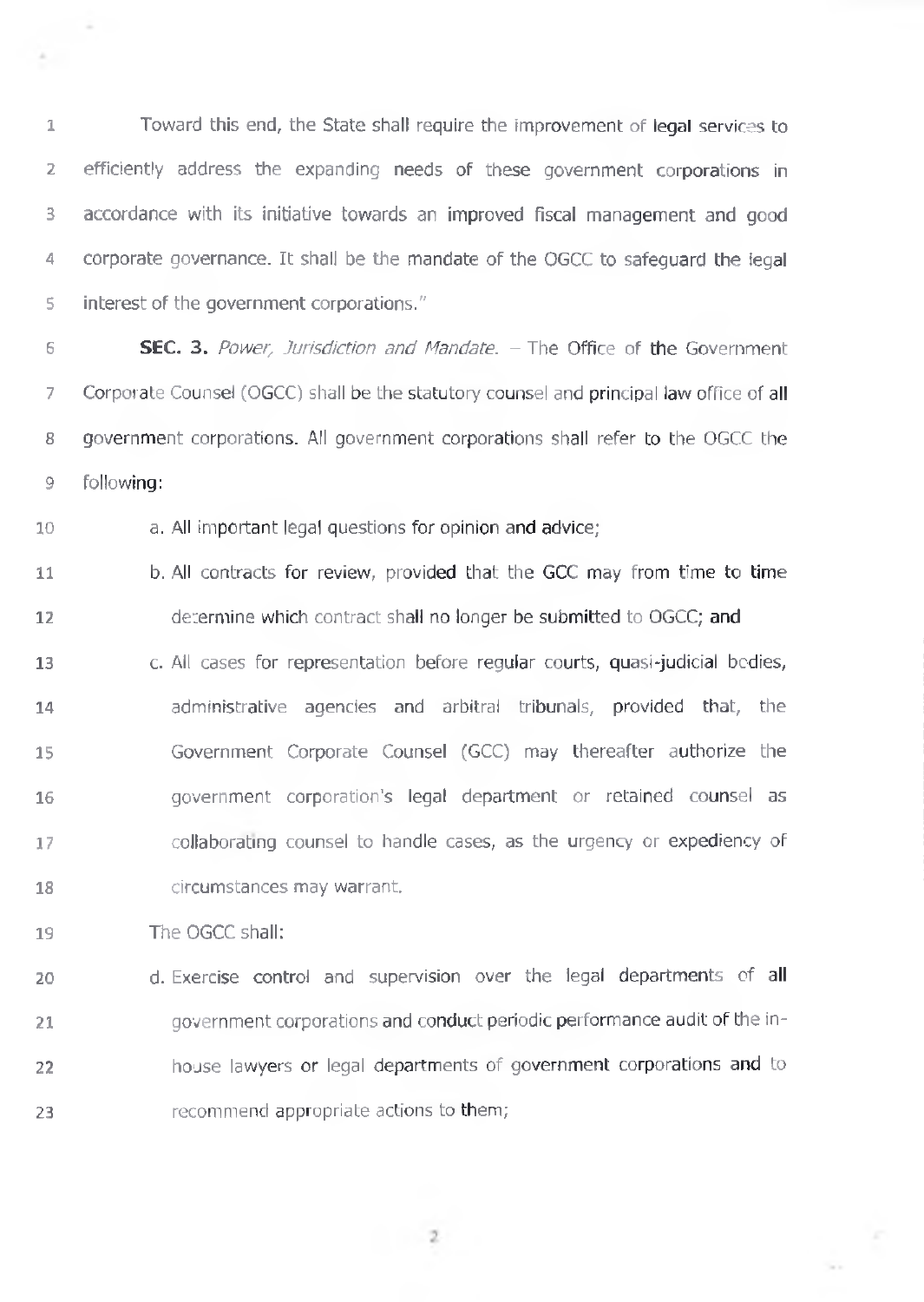Toward this end, the State shall require the improvement of legal services to efficiently address the expanding needs of these government corporations in accordance with its initiative towards an improved fiscal management and good corporate governance. It shall be the mandate of the OGCC to safeguard the legal interest of the government corporations."

**SEC. 3.** *Power, Jurisdiction and Mandate.* – The Office of the Government Corporate Counsel (OGCC) shall be the statutory counsel and principal law office of all government corporations. All government corporations shall refer to the OGCC the following:

a. All important legal questions for opinion and advice;

b. All contracts for review, provided that the GCC may from time to time determine which contract shall no longer be submitted to OGCC; and

c. All cases for representation before regular courts, quasi-judicial bodies, administrative agencies and arbitral tribunals, provided that, the Government Corporate Counsel (GCC) may thereafter authorize the government corporation's legal department or retained counsel as collaborating counsel to handle cases, as the urgency or expediency of circumstances may warrant.

The OGCC shall:

d. Exercise control and supervision over the legal departments of all government corporations and conduct periodic performance audit of the in-house lawyers or legal departments of government corporations and to recommend appropriate actions to them;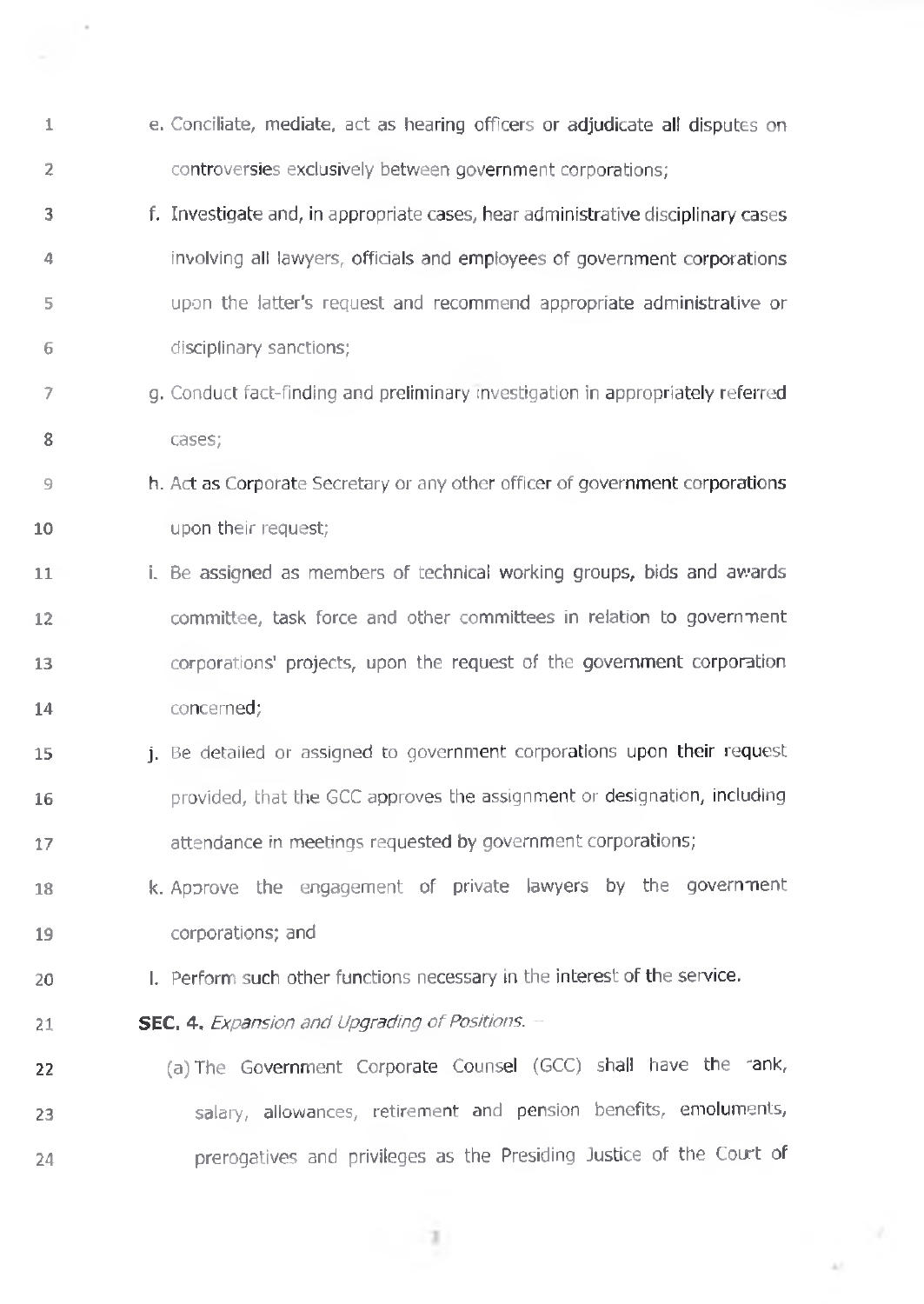e. Conciliate, mediate, act as hearing officers or adjudicate all disputes on controversies exclusively between government corporations;

f. Investigate and, in appropriate cases, hear administrative disciplinary cases involving all lawyers, officials and employees of government corporations upon the latter's request and recommend appropriate administrative or disciplinary sanctions;

g. Conduct fact-finding and preliminary investigation in appropriately referred cases;

h. Act as Corporate Secretary or any other officer of government corporations upon their request;

i. Be assigned as members of technical working groups, bids and awards committee, task force and other committees in relation to government corporations' projects, upon the request of the government corporation concerned;

j. Be detailed or assigned to government corporations upon their request provided, that the GCC approves the assignment or designation, including attendance in meetings requested by government corporations;

k. Approve the engagement of private lawyers by the government corporations; and

l. Perform such other functions necessary in the interest of the service.

**SEC. 4.** *Expansion and Upgrading of Positions.* –

(a) The Government Corporate Counsel (GCC) shall have the rank, salary, allowances, retirement and pension benefits, emoluments, prerogatives and privileges as the Presiding Justice of the Court of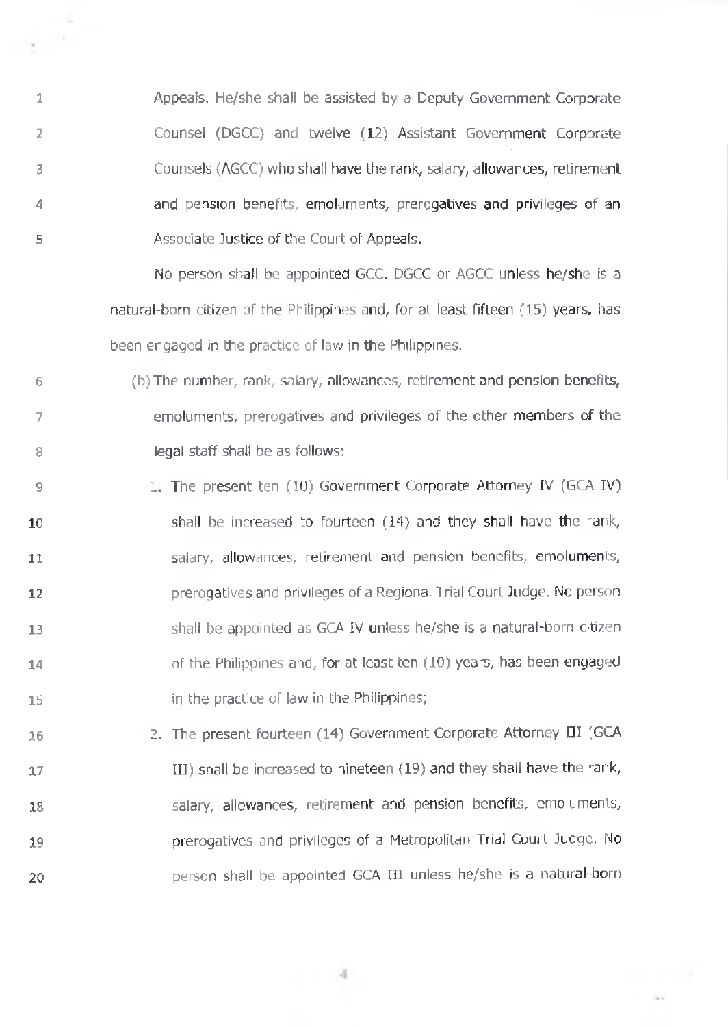Appeals. He/she shall be assisted by a Deputy Government Corporate Counsel (DGCC) and twelve (12) Assistant Government Corporate Counsels (AGCC) who shall have the rank, salary, allowances, retirement and pension benefits, emoluments, prerogatives and privileges of an Associate Justice of the Court of Appeals.

No person shall be appointed GCC, DGCC or AGCC unless he/she is a natural-born citizen of the Philippines and, for at least fifteen (15) years, has been engaged in the practice of law in the Philippines.

(b) The number, rank, salary, allowances, retirement and pension benefits, emoluments, prerogatives and privileges of the other members of the legal staff shall be as follows:

1. The present ten (10) Government Corporate Attorney IV (GCA IV) shall be increased to fourteen (14) and they shall have the rank, salary, allowances, retirement and pension benefits, emoluments, prerogatives and privileges of a Regional Trial Court Judge. No person shall be appointed as GCA IV unless he/she is a natural-born citizen of the Philippines and, for at least ten (10) years, has been engaged in the practice of law in the Philippines;
2. The present fourteen (14) Government Corporate Attorney III (GCA III) shall be increased to nineteen (19) and they shall have the rank, salary, allowances, retirement and pension benefits, emoluments, prerogatives and privileges of a Metropolitan Trial Court Judge. No person shall be appointed GCA III unless he/she is a natural-born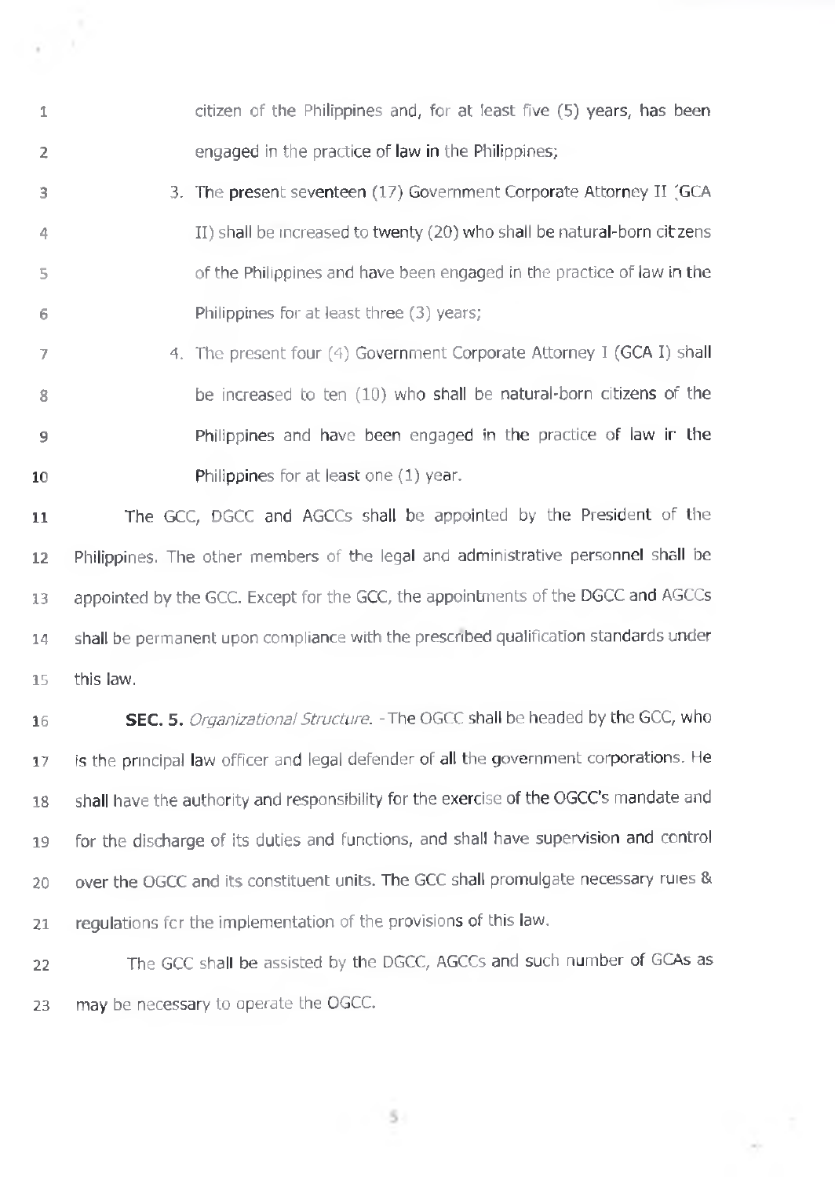citizen of the Philippines and, for at least five (5) years, has been engaged in the practice of law in the Philippines;

3. The present seventeen (17) Government Corporate Attorney II (GCA II) shall be increased to twenty (20) who shall be natural-born citizens of the Philippines and have been engaged in the practice of law in the Philippines for at least three (3) years;
4. The present four (4) Government Corporate Attorney I (GCA I) shall be increased to ten (10) who shall be natural-born citizens of the Philippines and have been engaged in the practice of law in the Philippines for at least one (1) year.

The GCC, DGCC and AGCCs shall be appointed by the President of the Philippines. The other members of the legal and administrative personnel shall be appointed by the GCC. Except for the GCC, the appointments of the DGCC and AGCCs shall be permanent upon compliance with the prescribed qualification standards under this law.

**SEC. 5.** *Organizational Structure.* - The OGCC shall be headed by the GCC, who is the principal law officer and legal defender of all the government corporations. He shall have the authority and responsibility for the exercise of the OGCC's mandate and for the discharge of its duties and functions, and shall have supervision and control over the OGCC and its constituent units. The GCC shall promulgate necessary rules & regulations for the implementation of the provisions of this law.

The GCC shall be assisted by the DGCC, AGCCs and such number of GCAs as may be necessary to operate the OGCC.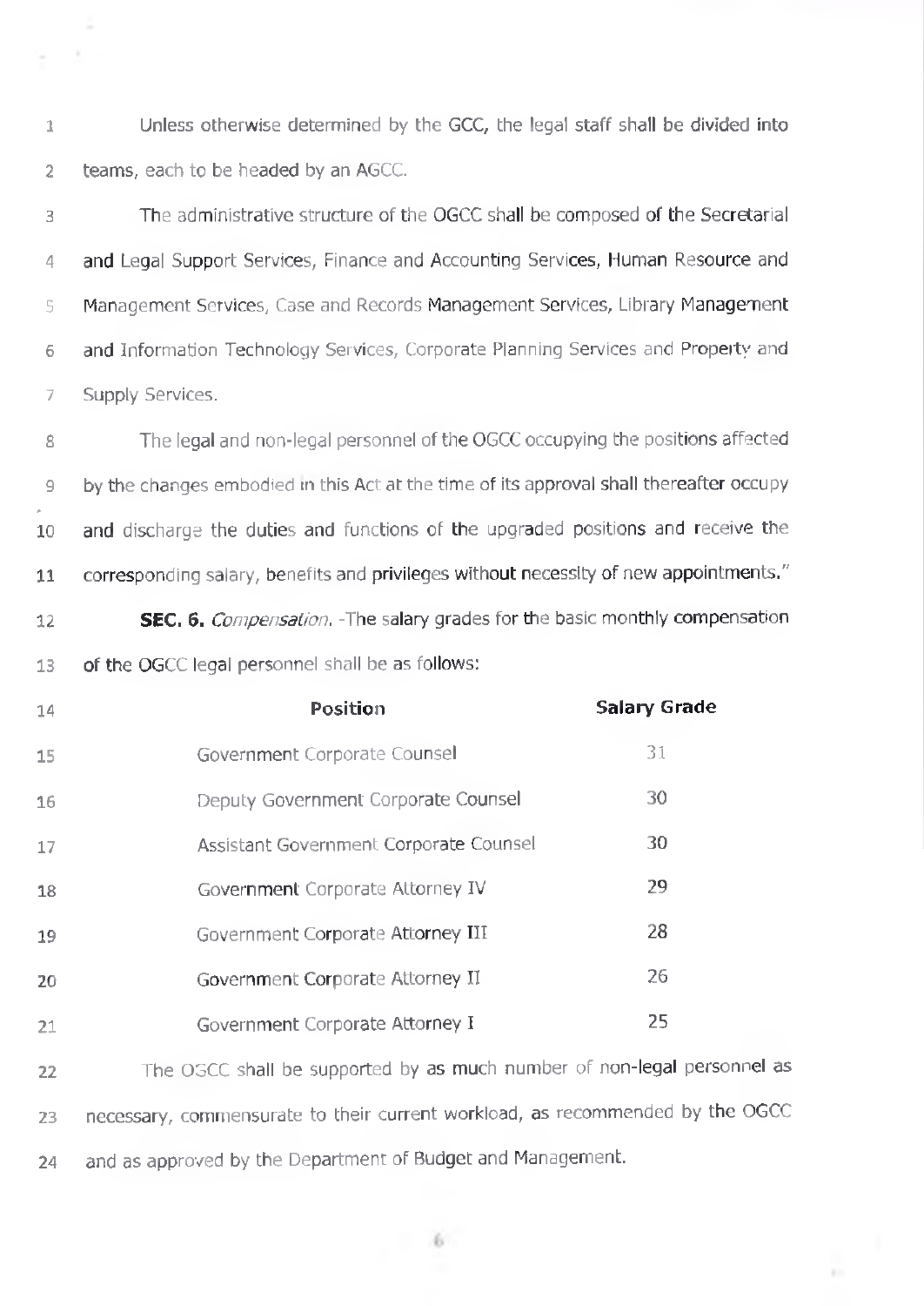Unless otherwise determined by the GCC, the legal staff shall be divided into teams, each to be headed by an AGCC.

The administrative structure of the OGCC shall be composed of the Secretarial and Legal Support Services, Finance and Accounting Services, Human Resource and Management Services, Case and Records Management Services, Library Management and Information Technology Services, Corporate Planning Services and Property and Supply Services.

The legal and non-legal personnel of the OGCC occupying the positions affected by the changes embodied in this Act at the time of its approval shall thereafter occupy and discharge the duties and functions of the upgraded positions and receive the corresponding salary, benefits and privileges without necessity of new appointments."

**SEC. 6.** *Compensation.* -The salary grades for the basic monthly compensation of the OGCC legal personnel shall be as follows:

| Position | Salary Grade |
|---|---|
| Government Corporate Counsel | 31 |
| Deputy Government Corporate Counsel | 30 |
| Assistant Government Corporate Counsel | 30 |
| Government Corporate Attorney IV | 29 |
| Government Corporate Attorney III | 28 |
| Government Corporate Attorney II | 26 |
| Government Corporate Attorney I | 25 |

The OGCC shall be supported by as much number of non-legal personnel as necessary, commensurate to their current workload, as recommended by the OGCC and as approved by the Department of Budget and Management.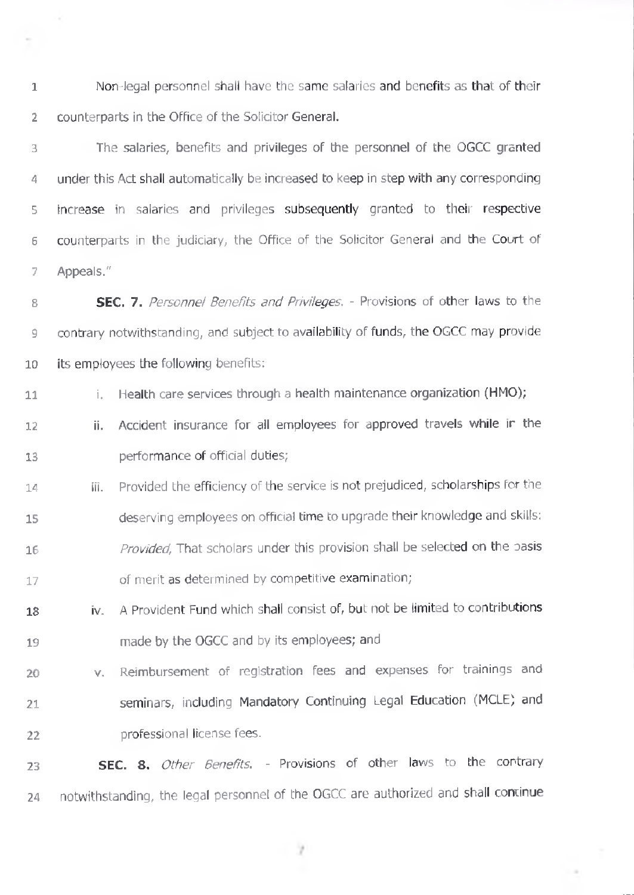Non-legal personnel shall have the same salaries and benefits as that of their counterparts in the Office of the Solicitor General.

The salaries, benefits and privileges of the personnel of the OGCC granted under this Act shall automatically be increased to keep in step with any corresponding increase in salaries and privileges subsequently granted to their respective counterparts in the judiciary, the Office of the Solicitor General and the Court of Appeals."

**SEC. 7.** *Personnel Benefits and Privileges.* - Provisions of other laws to the contrary notwithstanding, and subject to availability of funds, the OGCC may provide its employees the following benefits:

i. Health care services through a health maintenance organization (HMO);

ii. Accident insurance for all employees for approved travels while in the performance of official duties;

iii. Provided the efficiency of the service is not prejudiced, scholarships for the deserving employees on official time to upgrade their knowledge and skills: *Provided,* That scholars under this provision shall be selected on the basis of merit as determined by competitive examination;

iv. A Provident Fund which shall consist of, but not be limited to contributions made by the OGCC and by its employees; and

v. Reimbursement of registration fees and expenses for trainings and seminars, including Mandatory Continuing Legal Education (MCLE) and professional license fees.

**SEC. 8.** *Other Benefits.* - Provisions of other laws to the contrary notwithstanding, the legal personnel of the OGCC are authorized and shall continue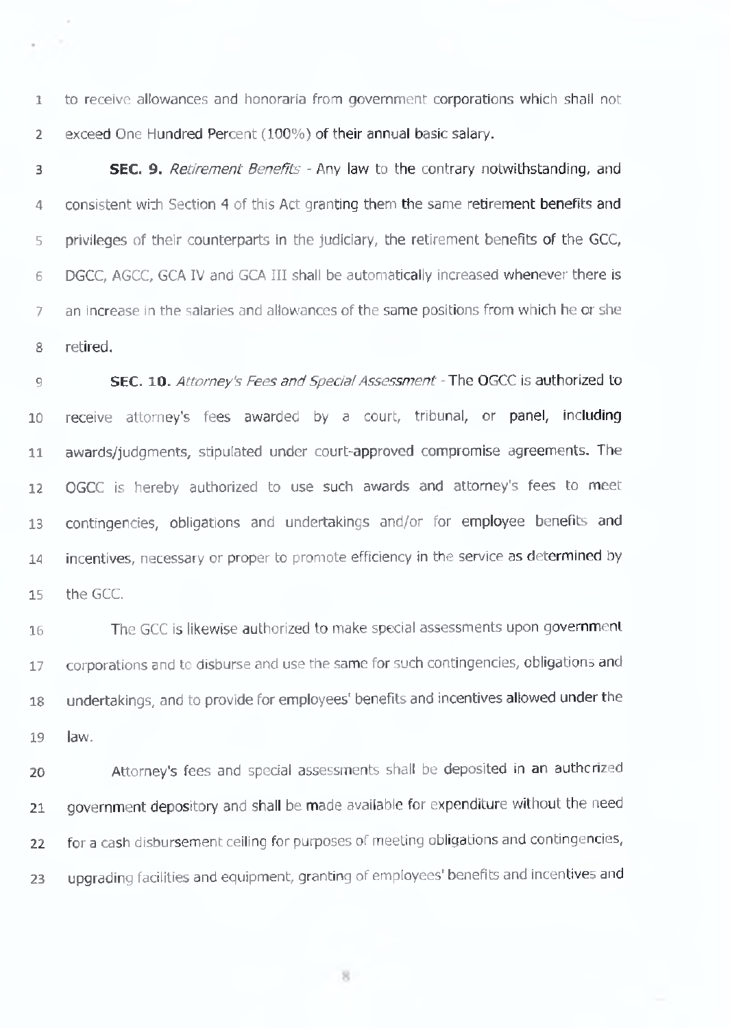to receive allowances and honoraria from government corporations which shall not exceed One Hundred Percent (100%) of their annual basic salary.

**SEC. 9.** *Retirement Benefits* - Any law to the contrary notwithstanding, and consistent with Section 4 of this Act granting them the same retirement benefits and privileges of their counterparts in the judiciary, the retirement benefits of the GCC, DGCC, AGCC, GCA IV and GCA III shall be automatically increased whenever there is an increase in the salaries and allowances of the same positions from which he or she retired.

**SEC. 10.** *Attorney's Fees and Special Assessment* - The OGCC is authorized to receive attorney's fees awarded by a court, tribunal, or panel, including awards/judgments, stipulated under court-approved compromise agreements. The OGCC is hereby authorized to use such awards and attorney's fees to meet contingencies, obligations and undertakings and/or for employee benefits and incentives, necessary or proper to promote efficiency in the service as determined by the GCC.

The GCC is likewise authorized to make special assessments upon government corporations and to disburse and use the same for such contingencies, obligations and undertakings, and to provide for employees' benefits and incentives allowed under the law.

Attorney's fees and special assessments shall be deposited in an authorized government depository and shall be made available for expenditure without the need for a cash disbursement ceiling for purposes of meeting obligations and contingencies, upgrading facilities and equipment, granting of employees' benefits and incentives and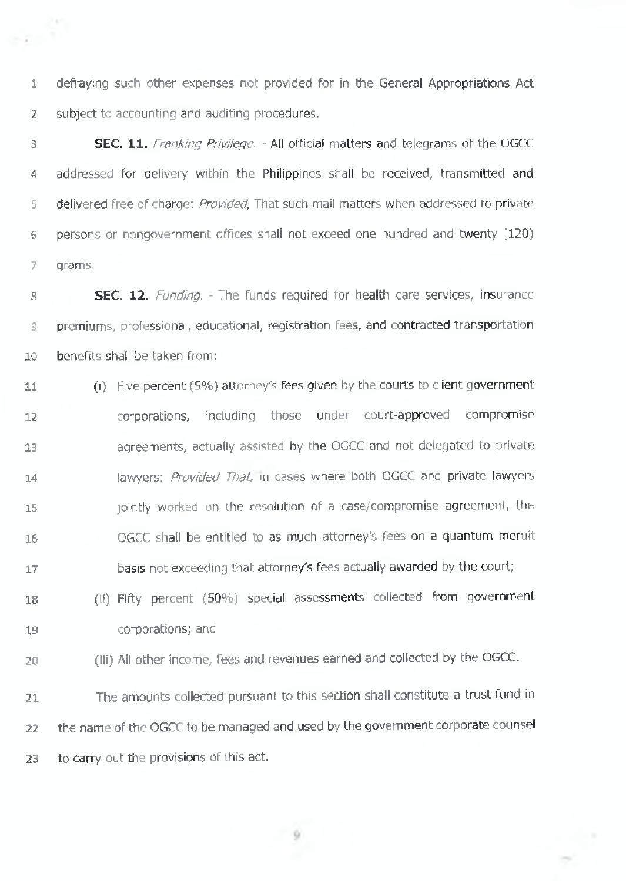defraying such other expenses not provided for in the General Appropriations Act subject to accounting and auditing procedures.

**SEC. 11.** *Franking Privilege.* - All official matters and telegrams of the OGCC addressed for delivery within the Philippines shall be received, transmitted and delivered free of charge: *Provided,* That such mail matters when addressed to private persons or nongovernment offices shall not exceed one hundred and twenty (120) grams.

**SEC. 12.** *Funding.* - The funds required for health care services, insurance premiums, professional, educational, registration fees, and contracted transportation benefits shall be taken from:

(i) Five percent (5%) attorney's fees given by the courts to client government corporations, including those under court-approved compromise agreements, actually assisted by the OGCC and not delegated to private lawyers: *Provided That,* in cases where both OGCC and private lawyers jointly worked on the resolution of a case/compromise agreement, the OGCC shall be entitled to as much attorney's fees on a quantum meruit basis not exceeding that attorney's fees actually awarded by the court;

(ii) Fifty percent (50%) special assessments collected from government corporations; and

(iii) All other income, fees and revenues earned and collected by the OGCC.

The amounts collected pursuant to this section shall constitute a trust fund in the name of the OGCC to be managed and used by the government corporate counsel to carry out the provisions of this act.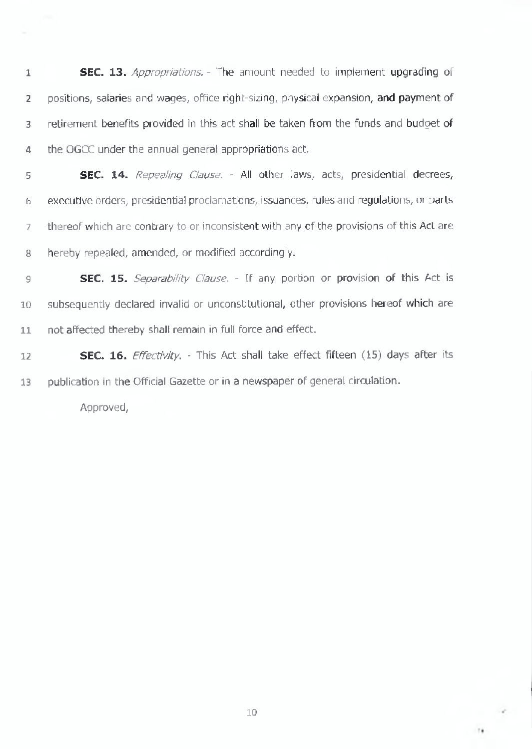**SEC. 13.** *Appropriations.* - The amount needed to implement upgrading of positions, salaries and wages, office right-sizing, physical expansion, and payment of retirement benefits provided in this act shall be taken from the funds and budget of the OGCC under the annual general appropriations act.

**SEC. 14.** *Repealing Clause.* - All other laws, acts, presidential decrees, executive orders, presidential proclamations, issuances, rules and regulations, or parts thereof which are contrary to or inconsistent with any of the provisions of this Act are hereby repealed, amended, or modified accordingly.

**SEC. 15.** *Separability Clause.* - If any portion or provision of this Act is subsequently declared invalid or unconstitutional, other provisions hereof which are not affected thereby shall remain in full force and effect.

**SEC. 16.** *Effectivity.* - This Act shall take effect fifteen (15) days after its publication in the Official Gazette or in a newspaper of general circulation.

Approved,